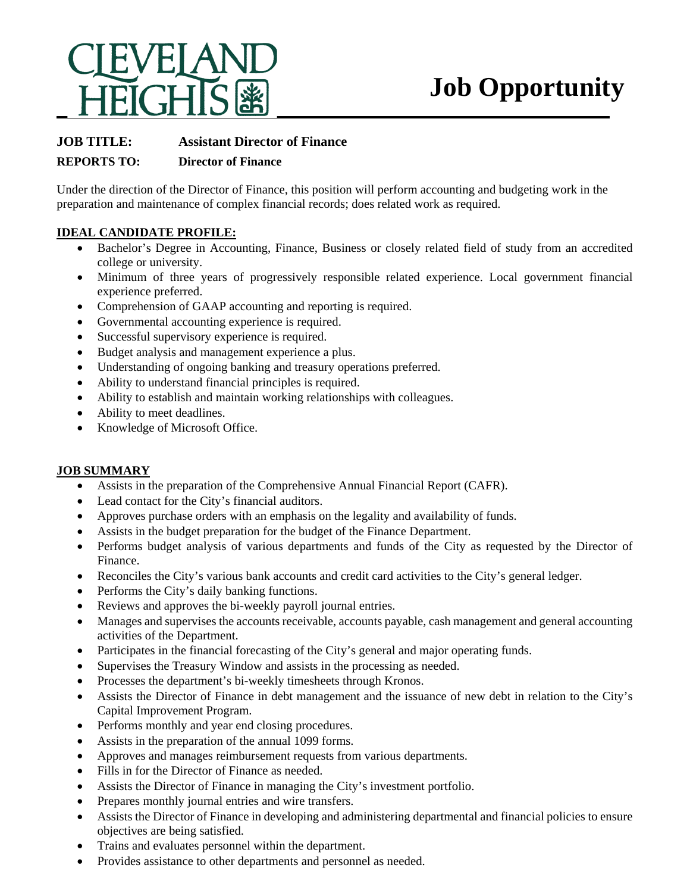CLEVELAND HEIGHTS

# Job Opportunity

**JOB TITLE:** **Assistant Director of Finance**

**REPORTS TO:** **Director of Finance**

Under the direction of the Director of Finance, this position will perform accounting and budgeting work in the preparation and maintenance of complex financial records; does related work as required.

## IDEAL CANDIDATE PROFILE:

- Bachelor's Degree in Accounting, Finance, Business or closely related field of study from an accredited college or university.
- Minimum of three years of progressively responsible related experience. Local government financial experience preferred.
- Comprehension of GAAP accounting and reporting is required.
- Governmental accounting experience is required.
- Successful supervisory experience is required.
- Budget analysis and management experience a plus.
- Understanding of ongoing banking and treasury operations preferred.
- Ability to understand financial principles is required.
- Ability to establish and maintain working relationships with colleagues.
- Ability to meet deadlines.
- Knowledge of Microsoft Office.

## JOB SUMMARY

- Assists in the preparation of the Comprehensive Annual Financial Report (CAFR).
- Lead contact for the City's financial auditors.
- Approves purchase orders with an emphasis on the legality and availability of funds.
- Assists in the budget preparation for the budget of the Finance Department.
- Performs budget analysis of various departments and funds of the City as requested by the Director of Finance.
- Reconciles the City's various bank accounts and credit card activities to the City's general ledger.
- Performs the City's daily banking functions.
- Reviews and approves the bi-weekly payroll journal entries.
- Manages and supervises the accounts receivable, accounts payable, cash management and general accounting activities of the Department.
- Participates in the financial forecasting of the City's general and major operating funds.
- Supervises the Treasury Window and assists in the processing as needed.
- Processes the department's bi-weekly timesheets through Kronos.
- Assists the Director of Finance in debt management and the issuance of new debt in relation to the City's Capital Improvement Program.
- Performs monthly and year end closing procedures.
- Assists in the preparation of the annual 1099 forms.
- Approves and manages reimbursement requests from various departments.
- Fills in for the Director of Finance as needed.
- Assists the Director of Finance in managing the City's investment portfolio.
- Prepares monthly journal entries and wire transfers.
- Assists the Director of Finance in developing and administering departmental and financial policies to ensure objectives are being satisfied.
- Trains and evaluates personnel within the department.
- Provides assistance to other departments and personnel as needed.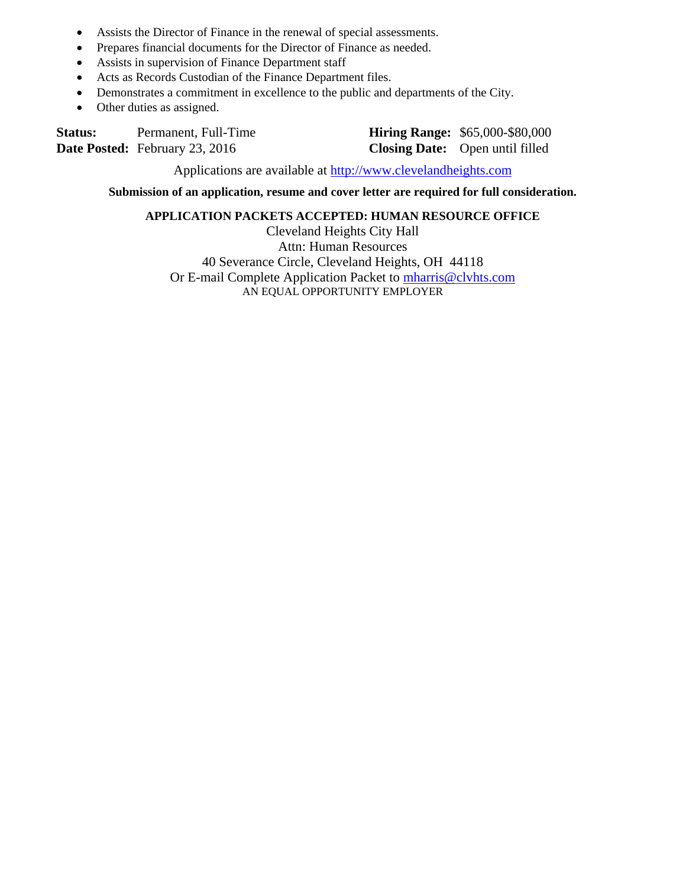- Assists the Director of Finance in the renewal of special assessments.
- Prepares financial documents for the Director of Finance as needed.
- Assists in supervision of Finance Department staff
- Acts as Records Custodian of the Finance Department files.
- Demonstrates a commitment in excellence to the public and departments of the City.
- Other duties as assigned.

| | | | |
|---|---|---|---|
| **Status:** | Permanent, Full-Time | **Hiring Range:** | $65,000-$80,000 |
| **Date Posted:** | February 23, 2016 | **Closing Date:** | Open until filled |

Applications are available at http://www.clevelandheights.com

**Submission of an application, resume and cover letter are required for full consideration.**

**APPLICATION PACKETS ACCEPTED: HUMAN RESOURCE OFFICE**

Cleveland Heights City Hall
Attn: Human Resources
40 Severance Circle, Cleveland Heights, OH 44118
Or E-mail Complete Application Packet to mharris@clvhts.com

AN EQUAL OPPORTUNITY EMPLOYER